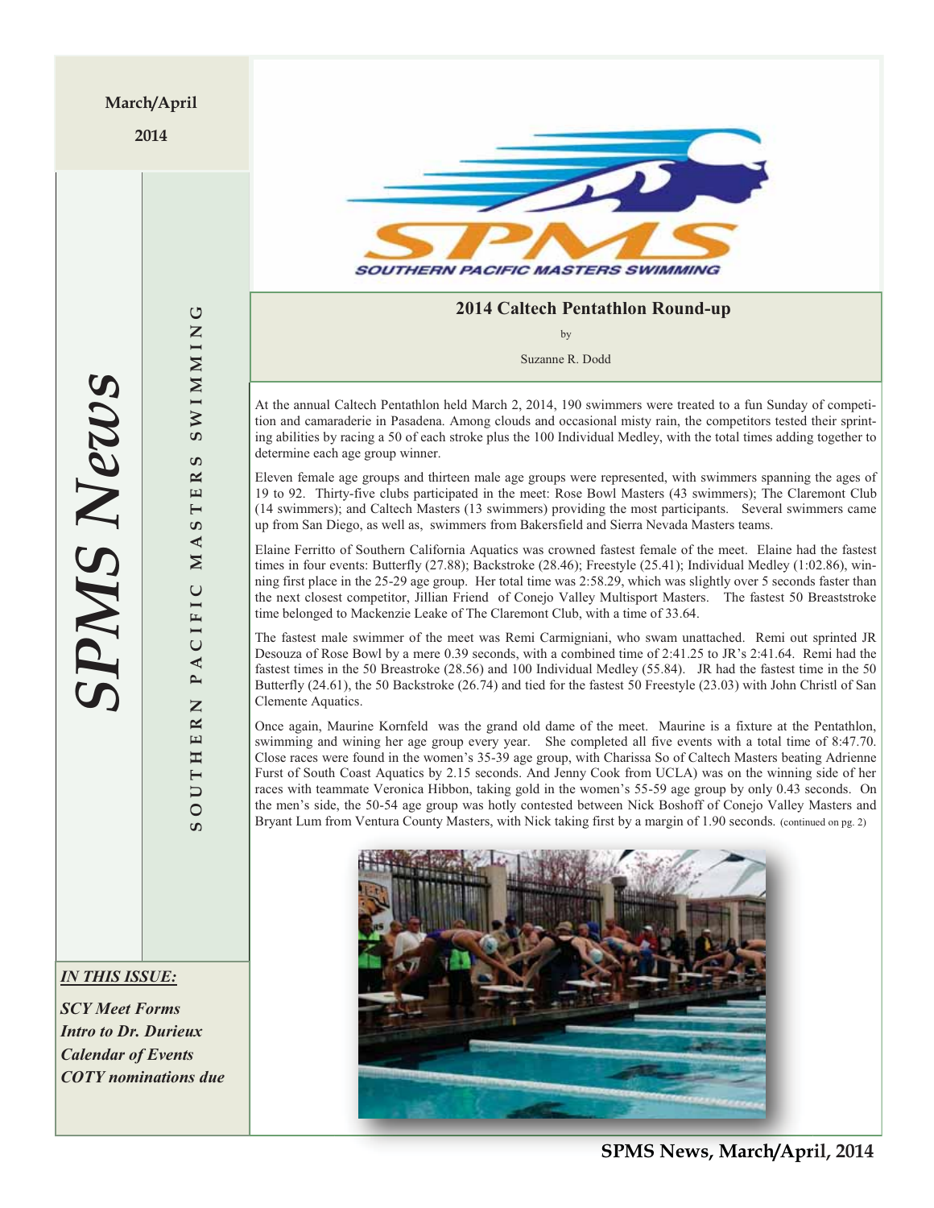March/April

2014

# SPMS News

SOUTHERN PACIFIC MASTERS SWIMMING

## 2014 Caltech Pentathlon Round-up

by

Suzanne R. Dodd

At the annual Caltech Pentathlon held March 2, 2014, 190 swimmers were treated to a fun Sunday of competition and camaraderie in Pasadena. Among clouds and occasional misty rain, the competitors tested their sprinting abilities by racing a 50 of each stroke plus the 100 Individual Medley, with the total times adding together to determine each age group winner.

Eleven female age groups and thirteen male age groups were represented, with swimmers spanning the ages of 19 to 92. Thirty-five clubs participated in the meet: Rose Bowl Masters (43 swimmers); The Claremont Club (14 swimmers); and Caltech Masters (13 swimmers) providing the most participants. Several swimmers came up from San Diego, as well as, swimmers from Bakersfield and Sierra Nevada Masters teams.

Elaine Ferritto of Southern California Aquatics was crowned fastest female of the meet. Elaine had the fastest times in four events: Butterfly (27.88); Backstroke (28.46); Freestyle (25.41); Individual Medley (1:02.86), winning first place in the 25-29 age group. Her total time was 2:58.29, which was slightly over 5 seconds faster than the next closest competitor, Jillian Friend of Conejo Valley Multisport Masters. The fastest 50 Breaststroke time belonged to Mackenzie Leake of The Claremont Club, with a time of 33.64.

The fastest male swimmer of the meet was Remi Carmigniani, who swam unattached. Remi out sprinted JR Desouza of Rose Bowl by a mere 0.39 seconds, with a combined time of 2:41.25 to JR's 2:41.64. Remi had the fastest times in the 50 Breastroke (28.56) and 100 Individual Medley (55.84). JR had the fastest time in the 50 Butterfly (24.61), the 50 Backstroke (26.74) and tied for the fastest 50 Freestyle (23.03) with John Christl of San Clemente Aquatics.

Once again, Maurine Kornfeld was the grand old dame of the meet. Maurine is a fixture at the Pentathlon, swimming and wining her age group every year. She completed all five events with a total time of 8:47.70. Close races were found in the women's 35-39 age group, with Charissa So of Caltech Masters beating Adrienne Furst of South Coast Aquatics by 2.15 seconds. And Jenny Cook from UCLA) was on the winning side of her races with teammate Veronica Hibbon, taking gold in the women's 55-59 age group by only 0.43 seconds. On the men's side, the 50-54 age group was hotly contested between Nick Boshoff of Conejo Valley Masters and Bryant Lum from Ventura County Masters, with Nick taking first by a margin of 1.90 seconds. (continued on pg. 2)

***IN THIS ISSUE:***

***SCY Meet Forms***
***Intro to Dr. Durieux***
***Calendar of Events***
***COTY nominations due***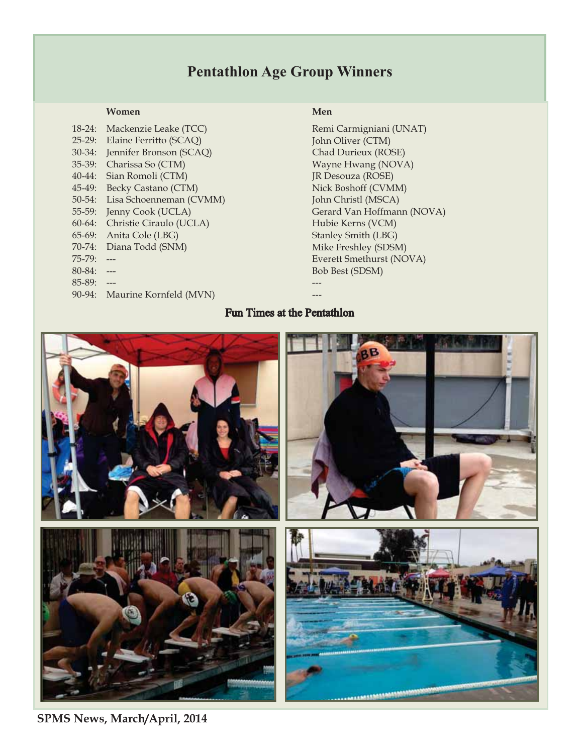# Pentathlon Age Group Winners

| | Women | Men |
|---|---|---|
| 18-24: | Mackenzie Leake (TCC) | Remi Carmigniani (UNAT) |
| 25-29: | Elaine Ferritto (SCAQ) | John Oliver (CTM) |
| 30-34: | Jennifer Bronson (SCAQ) | Chad Durieux (ROSE) |
| 35-39: | Charissa So (CTM) | Wayne Hwang (NOVA) |
| 40-44: | Sian Romoli (CTM) | JR Desouza (ROSE) |
| 45-49: | Becky Castano (CTM) | Nick Boshoff (CVMM) |
| 50-54: | Lisa Schoenneman (CVMM) | John Christl (MSCA) |
| 55-59: | Jenny Cook (UCLA) | Gerard Van Hoffmann (NOVA) |
| 60-64: | Christie Ciraulo (UCLA) | Hubie Kerns (VCM) |
| 65-69: | Anita Cole (LBG) | Stanley Smith (LBG) |
| 70-74: | Diana Todd (SNM) | Mike Freshley (SDSM) |
| 75-79: | --- | Everett Smethurst (NOVA) |
| 80-84: | --- | Bob Best (SDSM) |
| 85-89: | --- | --- |
| 90-94: | Maurine Kornfeld (MVN) | --- |

## Fun Times at the Pentathlon

SPMS News, March/April, 2014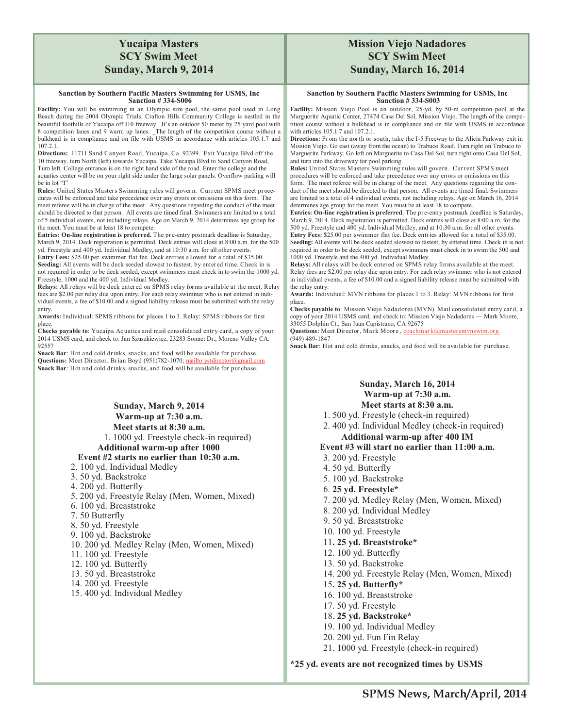# Yucaipa Masters
# SCY Swim Meet
# Sunday, March 9, 2014

**Sanction by Southern Pacific Masters Swimming for USMS, Inc**
**Sanction # 334-S006**

**Facility:** You will be swimming in an Olympic size pool, the same pool used in Long Beach during the 2004 Olympic Trials. Crafton Hills Community College is nestled in the beautiful foothills of Yucaipa off I10 freeway. It's an outdoor 50 meter by 25 yard pool with 8 competition lanes and 9 warm up lanes. _The length of the competition course without a bulkhead is in compliance and on file with USMS in accordance with articles 105.1.7 and 107.2.1.

**Directions:** 11711 Sand Canyon Road, Yucaipa, Ca. 92399. Exit Yucaipa Blvd off the 10 freeway, turn North (left) towards Yucaipa. Take Yucaipa Blvd to Sand Canyon Road, Turn left. College entrance is on the right hand side of the road. Enter the college and the aquatics center will be on your right side under the large solar panels. Overflow parking will be in lot "I"

**Rules:** United States Masters Swimming rules will govern. Current SPMS meet procedures will be enforced and take precedence over any errors or omissions on this form. The meet referee will be in charge of the meet. Any questions regarding the conduct of the meet should be directed to that person. All events are timed final. Swimmers are limited to a total of 5 individual events, not including relays. Age on March 9, 2014 determines age group for the meet. You must be at least 18 to compete.

**Entries: On-line registration is preferred.** The pre-entry postmark deadline is Saturday, March 9, 2014. Deck registration is permitted. Deck entries will close at 8:00 a.m. for the 500 yd. Freestyle and 400 yd. Individual Medley, and at 10:30 a.m. for all other events.

**Entry Fees:** $25.00 per swimmer flat fee. Deck entries allowed for a total of $35.00.

**Seeding:** All events will be deck seeded slowest to fastest, by entered time. Check in is not required in order to be deck seeded, except swimmers must check in to swim the 1000 yd. Freestyle, 1000 and the 400 yd. Individual Medley.

**Relays:** All relays will be deck entered on SPMS relay forms available at the meet. Relay fees are $2.00 per relay due upon entry. For each relay swimmer who is not entered in individual events, a fee of $10.00 and a signed liability release must be submitted with the relay entry.

**Awards:** Individual: SPMS ribbons for places 1 to 3. Relay: SPMS ribbons for first place.

**Checks payable to**: Yucaipa Aquatics and mail consolidated entry card, a copy of your 2014 USMS card, and check to: Jan Szuszkiewicz, 23283 Sonnet Dr., Moreno Valley CA. 92557

**Snack Bar**: Hot and cold drinks, snacks, and food will be available for purchase.

**Questions:** Meet Director, Brian Boyd (951)782-1070; mailto:ystdirector@gmail.com

**Snack Bar**: Hot and cold drinks, snacks, and food will be available for purchase.

**Sunday, March 9, 2014**
**Warm-up at 7:30 a.m.**
**Meet starts at 8:30 a.m.**

1. 1000 yd. Freestyle (check-in required)

**Additional warm-up after 1000**
**Event #2 starts no earlier than 10:30 a.m.**

2. 100 yd. Individual Medley
3. 50 yd. Backstroke
4. 200 yd. Butterfly
5. 200 yd. Freestyle Relay (Men, Women, Mixed)
6. 100 yd. Breaststroke
7. 50 Butterfly
8. 50 yd. Freestyle
9. 100 yd. Backstroke
10. 200 yd. Medley Relay (Men, Women, Mixed)
11. 100 yd. Freestyle
12. 100 yd. Butterfly
13. 50 yd. Breaststroke
14. 200 yd. Freestyle
15. 400 yd. Individual Medley

# Mission Viejo Nadadores
# SCY Swim Meet
# Sunday, March 16, 2014

**Sanction by Southern Pacific Masters Swimming for USMS, Inc**
**Sanction # 334-S003**

**Facility:** Mission Viejo Pool is an outdoor, 25-yd. by 50-m competition pool at the Marguerite Aquatic Center, 27474 Casa Del Sol, Mission Viejo. The length of the competition course without a bulkhead is in compliance and on file with USMS in accordance with articles 105.1.7 and 107.2.1.

**Directions:** From the north or south, take the I-5 Freeway to the Alicia Parkway exit in Mission Viejo. Go east (away from the ocean) to Trabuco Road. Turn right on Trabuco to Marguerite Parkway. Go left on Marguerite to Casa Del Sol, turn right onto Casa Del Sol, and turn into the driveway for pool parking.

**Rules:** United States Masters Swimming rules will govern. Current SPMS meet procedures will be enforced and take precedence over any errors or omissions on this form. The meet referee will be in charge of the meet. Any questions regarding the conduct of the meet should be directed to that person. All events are timed final. Swimmers are limited to a total of 4 individual events, not including relays. Age on March 16, 2014 determines age group for the meet. You must be at least 18 to compete.

**Entries: On-line registration is preferred.** The pre-entry postmark deadline is Saturday, March 9, 2014. Deck registration is permitted. Deck entries will close at 8:00 a.m. for the 500 yd. Freestyle and 400 yd. Individual Medley, and at 10:30 a.m. for all other events.

**Entry Fees:** $25.00 per swimmer flat fee. Deck entries allowed for a total of $35.00.

**Seeding:** All events will be deck seeded slowest to fastest, by entered time. Check in is not required in order to be deck seeded, except swimmers must check in to swim the 500 and 1000 yd. Freestyle and the 400 yd. Individual Medley.

**Relays:** All relays will be deck entered on SPMS relay forms available at the meet. Relay fees are $2.00 per relay due upon entry. For each relay swimmer who is not entered in individual events, a fee of $10.00 and a signed liability release must be submitted with the relay entry.

**Awards:** Individual: MVN ribbons for places 1 to 3. Relay: MVN ribbons for first place.

**Checks payable to**: Mission Viejo Nadadores (MVN). Mail consolidated entry card, a copy of your 2014 USMS card, and check to: Mission Viejo Nadadores — Mark Moore, 33055 Dolphin Ct., San Juan Capistrano, CA 92675

**Questions:** Meet Director, Mark Moore, coachmark@mastersmvnswim.org. (949) 489-1847

**Snack Bar**: Hot and cold drinks, snacks, and food will be available for purchase.

**Sunday, March 16, 2014**
**Warm-up at 7:30 a.m.**
**Meet starts at 8:30 a.m.**

1. 500 yd. Freestyle (check-in required)
2. 400 yd. Individual Medley (check-in required)

**Additional warm-up after 400 IM**
**Event #3 will start no earlier than 11:00 a.m.**

3. 200 yd. Freestyle
4. 50 yd. Butterfly
5. 100 yd. Backstroke
6. **25 yd. Freestyle***
7. 200 yd. Medley Relay (Men, Women, Mixed)
8. 200 yd. Individual Medley
9. 50 yd. Breaststroke
10. 100 yd. Freestyle
11. **25 yd. Breaststroke***
12. 100 yd. Butterfly
13. 50 yd. Backstroke
14. 200 yd. Freestyle Relay (Men, Women, Mixed)
15. **25 yd. Butterfly***
16. 100 yd. Breaststroke
17. 50 yd. Freestyle
18. **25 yd. Backstroke***
19. 100 yd. Individual Medley
20. 200 yd. Fun Fin Relay
21. 1000 yd. Freestyle (check-in required)

**\*25 yd. events are not recognized times by USMS**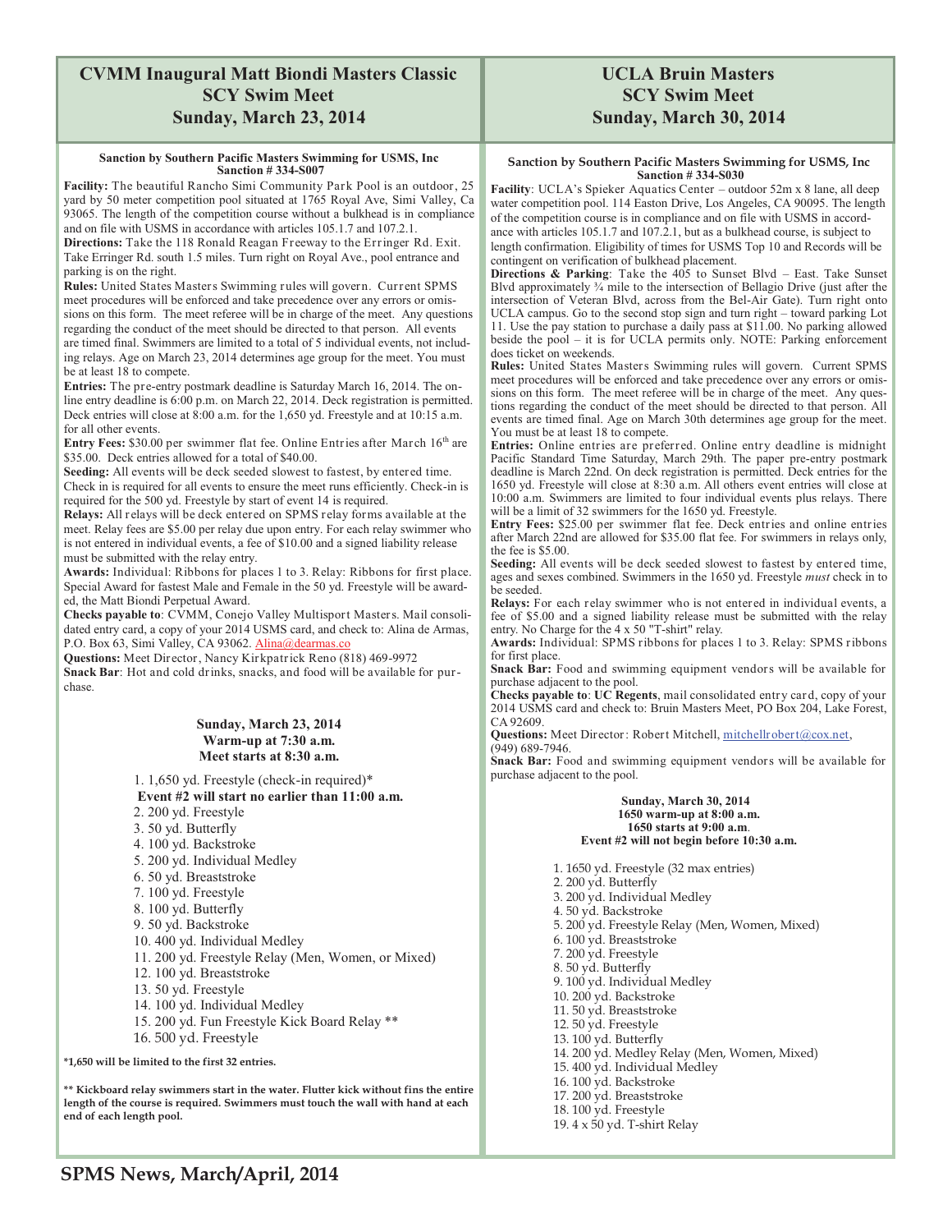# CVMM Inaugural Matt Biondi Masters Classic
## SCY Swim Meet
## Sunday, March 23, 2014

**Sanction by Southern Pacific Masters Swimming for USMS, Inc**
**Sanction # 334-S007**

**Facility:** The beautiful Rancho Simi Community Park Pool is an outdoor, 25 yard by 50 meter competition pool situated at 1765 Royal Ave, Simi Valley, Ca 93065. The length of the competition course without a bulkhead is in compliance and on file with USMS in accordance with articles 105.1.7 and 107.2.1.

**Directions:** Take the 118 Ronald Reagan Freeway to the Erringer Rd. Exit. Take Erringer Rd. south 1.5 miles. Turn right on Royal Ave., pool entrance and parking is on the right.

**Rules:** United States Masters Swimming rules will govern. Current SPMS meet procedures will be enforced and take precedence over any errors or omissions on this form. The meet referee will be in charge of the meet. Any questions regarding the conduct of the meet should be directed to that person. All events are timed final. Swimmers are limited to a total of 5 individual events, not including relays. Age on March 23, 2014 determines age group for the meet. You must be at least 18 to compete.

**Entries:** The pre-entry postmark deadline is Saturday March 16, 2014. The online entry deadline is 6:00 p.m. on March 22, 2014. Deck registration is permitted. Deck entries will close at 8:00 a.m. for the 1,650 yd. Freestyle and at 10:15 a.m. for all other events.

**Entry Fees:** $30.00 per swimmer flat fee. Online Entries after March 16th are $35.00. Deck entries allowed for a total of $40.00.

**Seeding:** All events will be deck seeded slowest to fastest, by entered time. Check in is required for all events to ensure the meet runs efficiently. Check-in is required for the 500 yd. Freestyle by start of event 14 is required.

**Relays:** All relays will be deck entered on SPMS relay forms available at the meet. Relay fees are $5.00 per relay due upon entry. For each relay swimmer who is not entered in individual events, a fee of $10.00 and a signed liability release must be submitted with the relay entry.

**Awards:** Individual: Ribbons for places 1 to 3. Relay: Ribbons for first place. Special Award for fastest Male and Female in the 50 yd. Freestyle will be awarded, the Matt Biondi Perpetual Award.

**Checks payable to**: CVMM, Conejo Valley Multisport Masters. Mail consolidated entry card, a copy of your 2014 USMS card, and check to: Alina de Armas, P.O. Box 63, Simi Valley, CA 93062. Alina@dearmas.co

**Questions:** Meet Director, Nancy Kirkpatrick Reno (818) 469-9972

**Snack Bar**: Hot and cold drinks, snacks, and food will be available for purchase.

**Sunday, March 23, 2014**
**Warm-up at 7:30 a.m.**
**Meet starts at 8:30 a.m.**

1. 1,650 yd. Freestyle (check-in required)*
   **Event #2 will start no earlier than 11:00 a.m.**
2. 200 yd. Freestyle
3. 50 yd. Butterfly
4. 100 yd. Backstroke
5. 200 yd. Individual Medley
6. 50 yd. Breaststroke
7. 100 yd. Freestyle
8. 100 yd. Butterfly
9. 50 yd. Backstroke
10. 400 yd. Individual Medley
11. 200 yd. Freestyle Relay (Men, Women, or Mixed)
12. 100 yd. Breaststroke
13. 50 yd. Freestyle
14. 100 yd. Individual Medley
15. 200 yd. Fun Freestyle Kick Board Relay **
16. 500 yd. Freestyle

**\*1,650 will be limited to the first 32 entries.**

**\*\* Kickboard relay swimmers start in the water. Flutter kick without fins the entire length of the course is required. Swimmers must touch the wall with hand at each end of each length pool.**

# UCLA Bruin Masters
## SCY Swim Meet
## Sunday, March 30, 2014

**Sanction by Southern Pacific Masters Swimming for USMS, Inc**
**Sanction # 334-S030**

**Facility**: UCLA's Spieker Aquatics Center – outdoor 52m x 8 lane, all deep water competition pool. 114 Easton Drive, Los Angeles, CA 90095. The length of the competition course is in compliance and on file with USMS in accordance with articles 105.1.7 and 107.2.1, but as a bulkhead course, is subject to length confirmation. Eligibility of times for USMS Top 10 and Records will be contingent on verification of bulkhead placement.

**Directions & Parking**: Take the 405 to Sunset Blvd – East. Take Sunset Blvd approximately ¾ mile to the intersection of Bellagio Drive (just after the intersection of Veteran Blvd, across from the Bel-Air Gate). Turn right onto UCLA campus. Go to the second stop sign and turn right – toward parking Lot 11. Use the pay station to purchase a daily pass at $11.00. No parking allowed beside the pool – it is for UCLA permits only. NOTE: Parking enforcement does ticket on weekends.

**Rules:** United States Masters Swimming rules will govern. Current SPMS meet procedures will be enforced and take precedence over any errors or omissions on this form. The meet referee will be in charge of the meet. Any questions regarding the conduct of the meet should be directed to that person. All events are timed final. Age on March 30th determines age group for the meet. You must be at least 18 to compete.

**Entries:** Online entries are preferred. Online entry deadline is midnight Pacific Standard Time Saturday, March 29th. The paper pre-entry postmark deadline is March 22nd. On deck registration is permitted. Deck entries for the 1650 yd. Freestyle will close at 8:30 a.m. All others event entries will close at 10:00 a.m. Swimmers are limited to four individual events plus relays. There will be a limit of 32 swimmers for the 1650 yd. Freestyle.

**Entry Fees:** $25.00 per swimmer flat fee. Deck entries and online entries after March 22nd are allowed for $35.00 flat fee. For swimmers in relays only, the fee is $5.00.

**Seeding:** All events will be deck seeded slowest to fastest by entered time, ages and sexes combined. Swimmers in the 1650 yd. Freestyle *must* check in to be seeded.

**Relays:** For each relay swimmer who is not entered in individual events, a fee of $5.00 and a signed liability release must be submitted with the relay entry. No Charge for the 4 x 50 "T-shirt" relay.

**Awards:** Individual: SPMS ribbons for places 1 to 3. Relay: SPMS ribbons for first place.

**Snack Bar:** Food and swimming equipment vendors will be available for purchase adjacent to the pool.

**Checks payable to**: **UC Regents**, mail consolidated entry card, copy of your 2014 USMS card and check to: Bruin Masters Meet, PO Box 204, Lake Forest, CA 92609.

**Questions:** Meet Director: Robert Mitchell, mitchellrobert@cox.net, (949) 689-7946.

**Snack Bar:** Food and swimming equipment vendors will be available for purchase adjacent to the pool.

**Sunday, March 30, 2014**
**1650 warm-up at 8:00 a.m.**
**1650 starts at 9:00 a.m.**
**Event #2 will not begin before 10:30 a.m.**

1. 1650 yd. Freestyle (32 max entries)
2. 200 yd. Butterfly
3. 200 yd. Individual Medley
4. 50 yd. Backstroke
5. 200 yd. Freestyle Relay (Men, Women, Mixed)
6. 100 yd. Breaststroke
7. 200 yd. Freestyle
8. 50 yd. Butterfly
9. 100 yd. Individual Medley
10. 200 yd. Backstroke
11. 50 yd. Breaststroke
12. 50 yd. Freestyle
13. 100 yd. Butterfly
14. 200 yd. Medley Relay (Men, Women, Mixed)
15. 400 yd. Individual Medley
16. 100 yd. Backstroke
17. 200 yd. Breaststroke
18. 100 yd. Freestyle
19. 4 x 50 yd. T-shirt Relay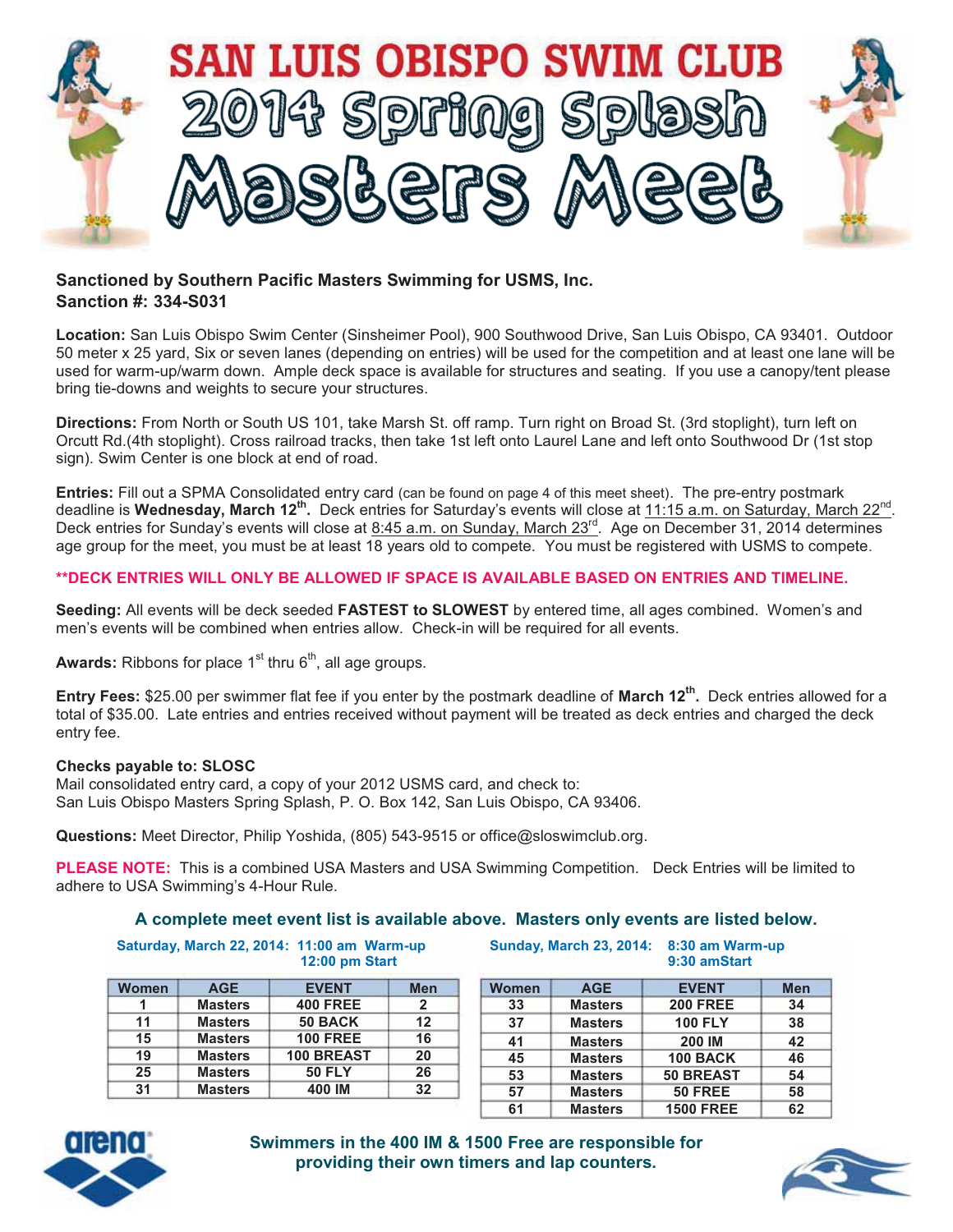# SAN LUIS OBISPO SWIM CLUB

# 2014 Spring Splash Masters Meet

**Sanctioned by Southern Pacific Masters Swimming for USMS, Inc.**
**Sanction #: 334-S031**

**Location:** San Luis Obispo Swim Center (Sinsheimer Pool), 900 Southwood Drive, San Luis Obispo, CA 93401. Outdoor 50 meter x 25 yard, Six or seven lanes (depending on entries) will be used for the competition and at least one lane will be used for warm-up/warm down. Ample deck space is available for structures and seating. If you use a canopy/tent please bring tie-downs and weights to secure your structures.

**Directions:** From North or South US 101, take Marsh St. off ramp. Turn right on Broad St. (3rd stoplight), turn left on Orcutt Rd.(4th stoplight). Cross railroad tracks, then take 1st left onto Laurel Lane and left onto Southwood Dr (1st stop sign). Swim Center is one block at end of road.

**Entries:** Fill out a SPMA Consolidated entry card (can be found on page 4 of this meet sheet). The pre-entry postmark deadline is **Wednesday, March 12th.** Deck entries for Saturday's events will close at 11:15 a.m. on Saturday, March 22nd. Deck entries for Sunday's events will close at 8:45 a.m. on Sunday, March 23rd. Age on December 31, 2014 determines age group for the meet, you must be at least 18 years old to compete. You must be registered with USMS to compete.

****DECK ENTRIES WILL ONLY BE ALLOWED IF SPACE IS AVAILABLE BASED ON ENTRIES AND TIMELINE.**

**Seeding:** All events will be deck seeded **FASTEST to SLOWEST** by entered time, all ages combined. Women's and men's events will be combined when entries allow. Check-in will be required for all events.

**Awards:** Ribbons for place 1st thru 6th, all age groups.

**Entry Fees:** $25.00 per swimmer flat fee if you enter by the postmark deadline of **March 12th.** Deck entries allowed for a total of $35.00. Late entries and entries received without payment will be treated as deck entries and charged the deck entry fee.

**Checks payable to: SLOSC**
Mail consolidated entry card, a copy of your 2012 USMS card, and check to:
San Luis Obispo Masters Spring Splash, P. O. Box 142, San Luis Obispo, CA 93406.

**Questions:** Meet Director, Philip Yoshida, (805) 543-9515 or office@sloswimclub.org.

**PLEASE NOTE:** This is a combined USA Masters and USA Swimming Competition. Deck Entries will be limited to adhere to USA Swimming's 4-Hour Rule.

### A complete meet event list is available above. Masters only events are listed below.

**Saturday, March 22, 2014: 11:00 am Warm-up, 12:00 pm Start**

| Women | AGE | EVENT | Men |
|---|---|---|---|
| 1 | Masters | 400 FREE | 2 |
| 11 | Masters | 50 BACK | 12 |
| 15 | Masters | 100 FREE | 16 |
| 19 | Masters | 100 BREAST | 20 |
| 25 | Masters | 50 FLY | 26 |
| 31 | Masters | 400 IM | 32 |

**Sunday, March 23, 2014: 8:30 am Warm-up, 9:30 amStart**

| Women | AGE | EVENT | Men |
|---|---|---|---|
| 33 | Masters | 200 FREE | 34 |
| 37 | Masters | 100 FLY | 38 |
| 41 | Masters | 200 IM | 42 |
| 45 | Masters | 100 BACK | 46 |
| 53 | Masters | 50 BREAST | 54 |
| 57 | Masters | 50 FREE | 58 |
| 61 | Masters | 1500 FREE | 62 |

**Swimmers in the 400 IM & 1500 Free are responsible for providing their own timers and lap counters.**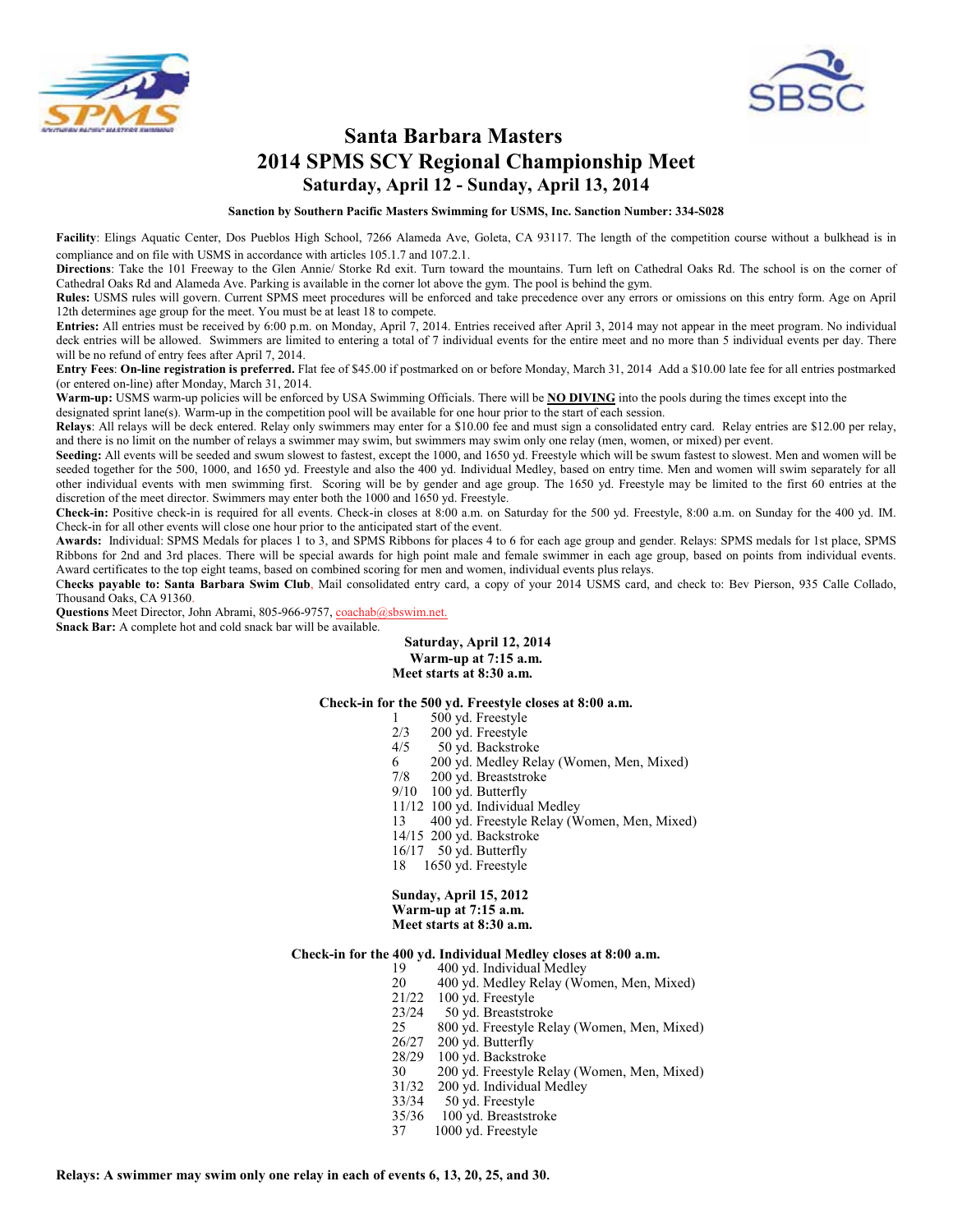# Santa Barbara Masters
# 2014 SPMS SCY Regional Championship Meet
## Saturday, April 12 - Sunday, April 13, 2014

**Sanction by Southern Pacific Masters Swimming for USMS, Inc. Sanction Number: 334-S028**

**Facility**: Elings Aquatic Center, Dos Pueblos High School, 7266 Alameda Ave, Goleta, CA 93117. The length of the competition course without a bulkhead is in compliance and on file with USMS in accordance with articles 105.1.7 and 107.2.1.

**Directions**: Take the 101 Freeway to the Glen Annie/ Storke Rd exit. Turn toward the mountains. Turn left on Cathedral Oaks Rd. The school is on the corner of Cathedral Oaks Rd and Alameda Ave. Parking is available in the corner lot above the gym. The pool is behind the gym.

**Rules:** USMS rules will govern. Current SPMS meet procedures will be enforced and take precedence over any errors or omissions on this entry form. Age on April 12th determines age group for the meet. You must be at least 18 to compete.

**Entries:** All entries must be received by 6:00 p.m. on Monday, April 7, 2014. Entries received after April 3, 2014 may not appear in the meet program. No individual deck entries will be allowed. Swimmers are limited to entering a total of 7 individual events for the entire meet and no more than 5 individual events per day. There will be no refund of entry fees after April 7, 2014.

**Entry Fees**: **On-line registration is preferred.** Flat fee of $45.00 if postmarked on or before Monday, March 31, 2014 Add a $10.00 late fee for all entries postmarked (or entered on-line) after Monday, March 31, 2014.

**Warm-up:** USMS warm-up policies will be enforced by USA Swimming Officials. There will be **NO DIVING** into the pools during the times except into the designated sprint lane(s). Warm-up in the competition pool will be available for one hour prior to the start of each session.

**Relays**: All relays will be deck entered. Relay only swimmers may enter for a $10.00 fee and must sign a consolidated entry card. Relay entries are $12.00 per relay, and there is no limit on the number of relays a swimmer may swim, but swimmers may swim only one relay (men, women, or mixed) per event.

**Seeding:** All events will be seeded and swum slowest to fastest, except the 1000, and 1650 yd. Freestyle which will be swum fastest to slowest. Men and women will be seeded together for the 500, 1000, and 1650 yd. Freestyle and also the 400 yd. Individual Medley, based on entry time. Men and women will swim separately for all other individual events with men swimming first. Scoring will be by gender and age group. The 1650 yd. Freestyle may be limited to the first 60 entries at the discretion of the meet director. Swimmers may enter both the 1000 and 1650 yd. Freestyle.

**Check-in:** Positive check-in is required for all events. Check-in closes at 8:00 a.m. on Saturday for the 500 yd. Freestyle, 8:00 a.m. on Sunday for the 400 yd. IM. Check-in for all other events will close one hour prior to the anticipated start of the event.

**Awards:** Individual: SPMS Medals for places 1 to 3, and SPMS Ribbons for places 4 to 6 for each age group and gender. Relays: SPMS medals for 1st place, SPMS Ribbons for 2nd and 3rd places. There will be special awards for high point male and female swimmer in each age group, based on points from individual events. Award certificates to the top eight teams, based on combined scoring for men and women, individual events plus relays.

**Checks payable to: Santa Barbara Swim Club**, Mail consolidated entry card, a copy of your 2014 USMS card, and check to: Bev Pierson, 935 Calle Collado, Thousand Oaks, CA 91360.

**Questions** Meet Director, John Abrami, 805-966-9757, coachab@sbswim.net.

**Snack Bar:** A complete hot and cold snack bar will be available.

**Saturday, April 12, 2014**
**Warm-up at 7:15 a.m.**
**Meet starts at 8:30 a.m.**

**Check-in for the 500 yd. Freestyle closes at 8:00 a.m.**

1 500 yd. Freestyle
2/3 200 yd. Freestyle
4/5 50 yd. Backstroke
6 200 yd. Medley Relay (Women, Men, Mixed)
7/8 200 yd. Breaststroke
9/10 100 yd. Butterfly
11/12 100 yd. Individual Medley
13 400 yd. Freestyle Relay (Women, Men, Mixed)
14/15 200 yd. Backstroke
16/17 50 yd. Butterfly
18 1650 yd. Freestyle

**Sunday, April 15, 2012**
**Warm-up at 7:15 a.m.**
**Meet starts at 8:30 a.m.**

**Check-in for the 400 yd. Individual Medley closes at 8:00 a.m.**

19 400 yd. Individual Medley
20 400 yd. Medley Relay (Women, Men, Mixed)
21/22 100 yd. Freestyle
23/24 50 yd. Breaststroke
25 800 yd. Freestyle Relay (Women, Men, Mixed)
26/27 200 yd. Butterfly
28/29 100 yd. Backstroke
30 200 yd. Freestyle Relay (Women, Men, Mixed)
31/32 200 yd. Individual Medley
33/34 50 yd. Freestyle
35/36 100 yd. Breaststroke
37 1000 yd. Freestyle

**Relays: A swimmer may swim only one relay in each of events 6, 13, 20, 25, and 30.**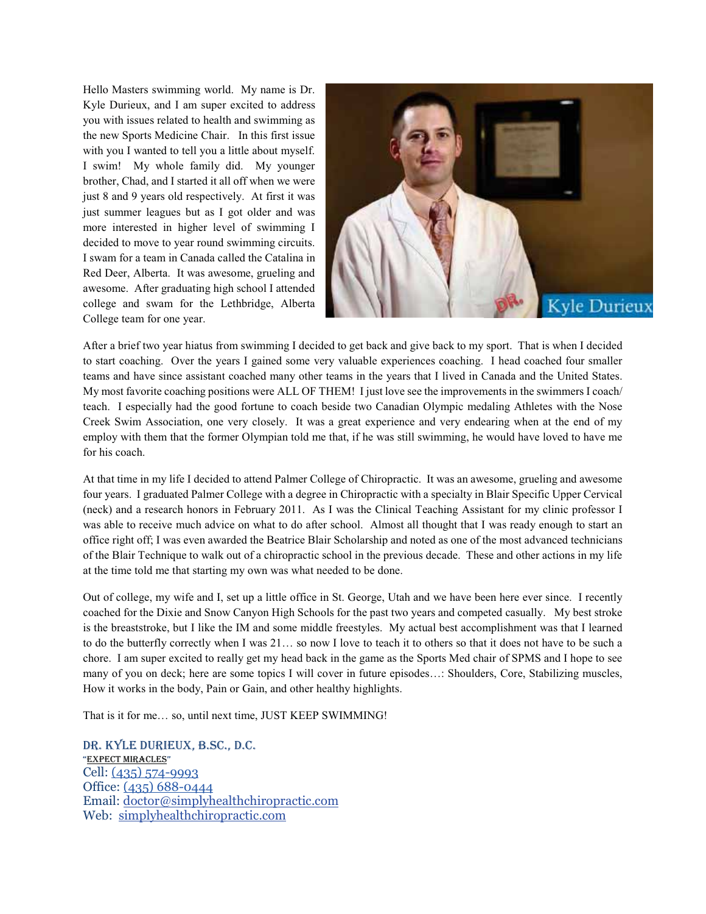Hello Masters swimming world. My name is Dr. Kyle Durieux, and I am super excited to address you with issues related to health and swimming as the new Sports Medicine Chair. In this first issue with you I wanted to tell you a little about myself. I swim! My whole family did. My younger brother, Chad, and I started it all off when we were just 8 and 9 years old respectively. At first it was just summer leagues but as I got older and was more interested in higher level of swimming I decided to move to year round swimming circuits. I swam for a team in Canada called the Catalina in Red Deer, Alberta. It was awesome, grueling and awesome. After graduating high school I attended college and swam for the Lethbridge, Alberta College team for one year.

After a brief two year hiatus from swimming I decided to get back and give back to my sport. That is when I decided to start coaching. Over the years I gained some very valuable experiences coaching. I head coached four smaller teams and have since assistant coached many other teams in the years that I lived in Canada and the United States. My most favorite coaching positions were ALL OF THEM! I just love see the improvements in the swimmers I coach/teach. I especially had the good fortune to coach beside two Canadian Olympic medaling Athletes with the Nose Creek Swim Association, one very closely. It was a great experience and very endearing when at the end of my employ with them that the former Olympian told me that, if he was still swimming, he would have loved to have me for his coach.

At that time in my life I decided to attend Palmer College of Chiropractic. It was an awesome, grueling and awesome four years. I graduated Palmer College with a degree in Chiropractic with a specialty in Blair Specific Upper Cervical (neck) and a research honors in February 2011. As I was the Clinical Teaching Assistant for my clinic professor I was able to receive much advice on what to do after school. Almost all thought that I was ready enough to start an office right off; I was even awarded the Beatrice Blair Scholarship and noted as one of the most advanced technicians of the Blair Technique to walk out of a chiropractic school in the previous decade. These and other actions in my life at the time told me that starting my own was what needed to be done.

Out of college, my wife and I, set up a little office in St. George, Utah and we have been here ever since. I recently coached for the Dixie and Snow Canyon High Schools for the past two years and competed casually. My best stroke is the breaststroke, but I like the IM and some middle freestyles. My actual best accomplishment was that I learned to do the butterfly correctly when I was 21… so now I love to teach it to others so that it does not have to be such a chore. I am super excited to really get my head back in the game as the Sports Med chair of SPMS and I hope to see many of you on deck; here are some topics I will cover in future episodes…: Shoulders, Core, Stabilizing muscles, How it works in the body, Pain or Gain, and other healthy highlights.

That is it for me… so, until next time, JUST KEEP SWIMMING!

**Dr. Kyle Durieux, B.Sc., D.C.**
"Expect Miracles"
Cell: (435) 574-9993
Office: (435) 688-0444
Email: doctor@simplyhealthchiropractic.com
Web: simplyhealthchiropractic.com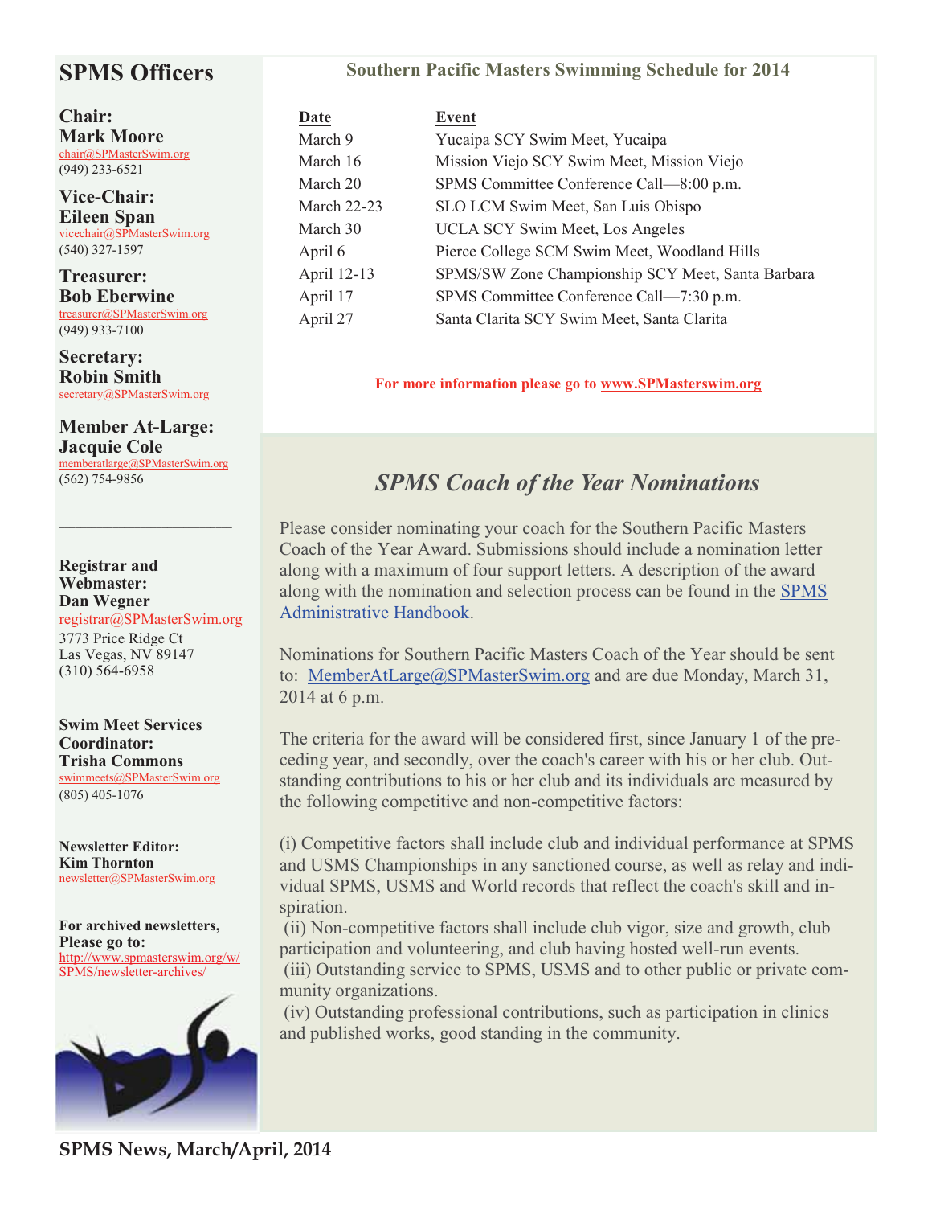# SPMS Officers

**Chair:**
**Mark Moore**
chair@SPMasterSwim.org
(949) 233-6521

**Vice-Chair:**
**Eileen Span**
vicechair@SPMasterSwim.org
(540) 327-1597

**Treasurer:**
**Bob Eberwine**
treasurer@SPMasterSwim.org
(949) 933-7100

**Secretary:**
**Robin Smith**
secretary@SPMasterSwim.org

**Member At-Large:**
**Jacquie Cole**
memberatlarge@SPMasterSwim.org
(562) 754-9856

---

**Registrar and Webmaster:**
**Dan Wegner**
registrar@SPMasterSwim.org
3773 Price Ridge Ct
Las Vegas, NV 89147
(310) 564-6958

**Swim Meet Services Coordinator:**
**Trisha Commons**
swimmeets@SPMasterSwim.org
(805) 405-1076

**Newsletter Editor:**
**Kim Thornton**
newsletter@SPMasterSwim.org

**For archived newsletters, Please go to:**
http://www.spmasterswim.org/w/SPMS/newsletter-archives/

## Southern Pacific Masters Swimming Schedule for 2014

| Date | Event |
|---|---|
| March 9 | Yucaipa SCY Swim Meet, Yucaipa |
| March 16 | Mission Viejo SCY Swim Meet, Mission Viejo |
| March 20 | SPMS Committee Conference Call—8:00 p.m. |
| March 22-23 | SLO LCM Swim Meet, San Luis Obispo |
| March 30 | UCLA SCY Swim Meet, Los Angeles |
| April 6 | Pierce College SCM Swim Meet, Woodland Hills |
| April 12-13 | SPMS/SW Zone Championship SCY Meet, Santa Barbara |
| April 17 | SPMS Committee Conference Call—7:30 p.m. |
| April 27 | Santa Clarita SCY Swim Meet, Santa Clarita |

**For more information please go to www.SPMasterswim.org**

## *SPMS Coach of the Year Nominations*

Please consider nominating your coach for the Southern Pacific Masters Coach of the Year Award. Submissions should include a nomination letter along with a maximum of four support letters. A description of the award along with the nomination and selection process can be found in the SPMS Administrative Handbook.

Nominations for Southern Pacific Masters Coach of the Year should be sent to: MemberAtLarge@SPMasterSwim.org and are due Monday, March 31, 2014 at 6 p.m.

The criteria for the award will be considered first, since January 1 of the preceding year, and secondly, over the coach's career with his or her club. Outstanding contributions to his or her club and its individuals are measured by the following competitive and non-competitive factors:

(i) Competitive factors shall include club and individual performance at SPMS and USMS Championships in any sanctioned course, as well as relay and individual SPMS, USMS and World records that reflect the coach's skill and inspiration.
(ii) Non-competitive factors shall include club vigor, size and growth, club participation and volunteering, and club having hosted well-run events.
(iii) Outstanding service to SPMS, USMS and to other public or private community organizations.
(iv) Outstanding professional contributions, such as participation in clinics and published works, good standing in the community.